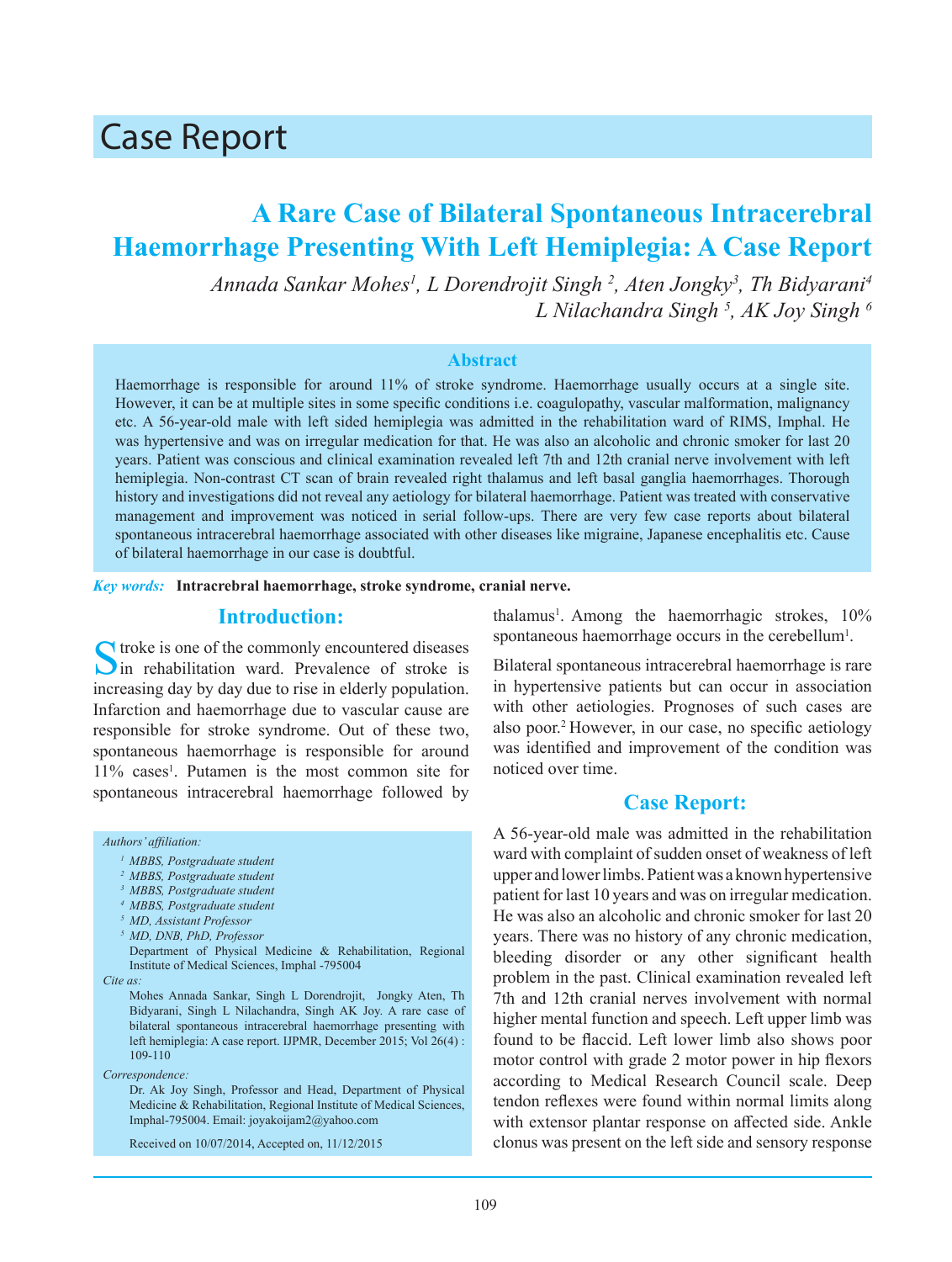# Case Report

## A Rare Case of Bilateral Spontaneous Intracerebral Haemorrhage Presenting With Left Hemiplegia: A Case Report

*Annada Sankar Mohes[1], L Dorendrojit Singh [2], Aten Jongky[3], Th Bidyarani[4] L Nilachandra Singh [5], AK Joy Singh [6]*

### Abstract

Haemorrhage is responsible for around 11% of stroke syndrome. Haemorrhage usually occurs at a single site. However, it can be at multiple sites in some specific conditions i.e. coagulopathy, vascular malformation, malignancy etc. A 56-year-old male with left sided hemiplegia was admitted in the rehabilitation ward of RIMS, Imphal. He was hypertensive and was on irregular medication for that. He was also an alcoholic and chronic smoker for last 20 years. Patient was conscious and clinical examination revealed left 7th and 12th cranial nerve involvement with left hemiplegia. Non-contrast CT scan of brain revealed right thalamus and left basal ganglia haemorrhages. Thorough history and investigations did not reveal any aetiology for bilateral haemorrhage. Patient was treated with conservative management and improvement was noticed in serial follow-ups. There are very few case reports about bilateral spontaneous intracerebral haemorrhage associated with other diseases like migraine, Japanese encephalitis etc. Cause of bilateral haemorrhage in our case is doubtful.

***Key words:*** **Intracrebral haemorrhage, stroke syndrome, cranial nerve.**

## Introduction:

Stroke is one of the commonly encountered diseases in rehabilitation ward. Prevalence of stroke is increasing day by day due to rise in elderly population. Infarction and haemorrhage due to vascular cause are responsible for stroke syndrome. Out of these two, spontaneous haemorrhage is responsible for around 11% cases[1]. Putamen is the most common site for spontaneous intracerebral haemorrhage followed by thalamus[1]. Among the haemorrhagic strokes, 10% spontaneous haemorrhage occurs in the cerebellum[1].

Bilateral spontaneous intracerebral haemorrhage is rare in hypertensive patients but can occur in association with other aetiologies. Prognoses of such cases are also poor.[2] However, in our case, no specific aetiology was identified and improvement of the condition was noticed over time.

*Authors' affiliation:*

- [1] MBBS, Postgraduate student
- [2] MBBS, Postgraduate student
- [3] MBBS, Postgraduate student
- [4] MBBS, Postgraduate student
- [5] MD, Assistant Professor
- [5] MD, DNB, PhD, Professor

Department of Physical Medicine & Rehabilitation, Regional Institute of Medical Sciences, Imphal -795004

*Cite as:*

Mohes Annada Sankar, Singh L Dorendrojit, Jongky Aten, Th Bidyarani, Singh L Nilachandra, Singh AK Joy. A rare case of bilateral spontaneous intracerebral haemorrhage presenting with left hemiplegia: A case report. IJPMR, December 2015; Vol 26(4) : 109-110

*Correspondence:*

Dr. Ak Joy Singh, Professor and Head, Department of Physical Medicine & Rehabilitation, Regional Institute of Medical Sciences, Imphal-795004. Email: joyakoijam2@yahoo.com

Received on 10/07/2014, Accepted on, 11/12/2015

## Case Report:

A 56-year-old male was admitted in the rehabilitation ward with complaint of sudden onset of weakness of left upper and lower limbs. Patient was a known hypertensive patient for last 10 years and was on irregular medication. He was also an alcoholic and chronic smoker for last 20 years. There was no history of any chronic medication, bleeding disorder or any other significant health problem in the past. Clinical examination revealed left 7th and 12th cranial nerves involvement with normal higher mental function and speech. Left upper limb was found to be flaccid. Left lower limb also shows poor motor control with grade 2 motor power in hip flexors according to Medical Research Council scale. Deep tendon reflexes were found within normal limits along with extensor plantar response on affected side. Ankle clonus was present on the left side and sensory response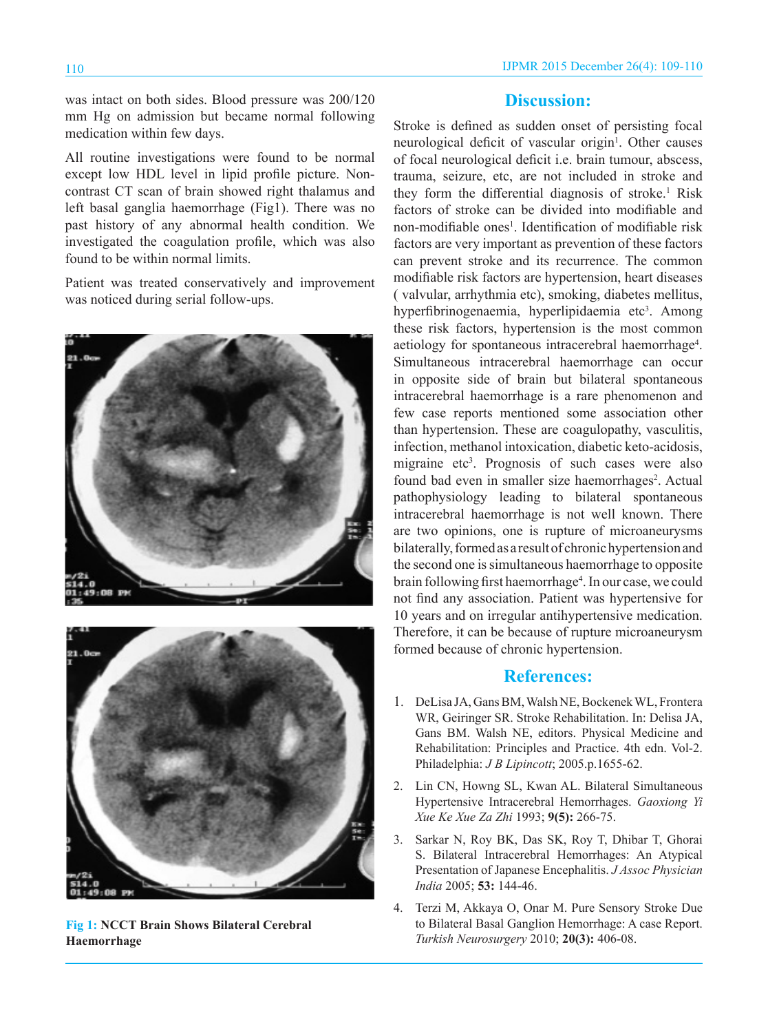was intact on both sides. Blood pressure was 200/120 mm Hg on admission but became normal following medication within few days.

All routine investigations were found to be normal except low HDL level in lipid profile picture. Non-contrast CT scan of brain showed right thalamus and left basal ganglia haemorrhage (Fig1). There was no past history of any abnormal health condition. We investigated the coagulation profile, which was also found to be within normal limits.

Patient was treated conservatively and improvement was noticed during serial follow-ups.

**Fig 1:** **NCCT Brain Shows Bilateral Cerebral Haemorrhage**

## Discussion:

Stroke is defined as sudden onset of persisting focal neurological deficit of vascular origin[1]. Other causes of focal neurological deficit i.e. brain tumour, abscess, trauma, seizure, etc, are not included in stroke and they form the differential diagnosis of stroke.[1] Risk factors of stroke can be divided into modifiable and non-modifiable ones[1]. Identification of modifiable risk factors are very important as prevention of these factors can prevent stroke and its recurrence. The common modifiable risk factors are hypertension, heart diseases ( valvular, arrhythmia etc), smoking, diabetes mellitus, hyperfibrinogenaemia, hyperlipidaemia etc[3]. Among these risk factors, hypertension is the most common aetiology for spontaneous intracerebral haemorrhage[4]. Simultaneous intracerebral haemorrhage can occur in opposite side of brain but bilateral spontaneous intracerebral haemorrhage is a rare phenomenon and few case reports mentioned some association other than hypertension. These are coagulopathy, vasculitis, infection, methanol intoxication, diabetic keto-acidosis, migraine etc[3]. Prognosis of such cases were also found bad even in smaller size haemorrhages[2]. Actual pathophysiology leading to bilateral spontaneous intracerebral haemorrhage is not well known. There are two opinions, one is rupture of microaneurysms bilaterally, formed as a result of chronic hypertension and the second one is simultaneous haemorrhage to opposite brain following first haemorrhage[4]. In our case, we could not find any association. Patient was hypertensive for 10 years and on irregular antihypertensive medication. Therefore, it can be because of rupture microaneurysm formed because of chronic hypertension.

## References:

1. DeLisa JA, Gans BM, Walsh NE, Bockenek WL, Frontera WR, Geiringer SR. Stroke Rehabilitation. In: Delisa JA, Gans BM. Walsh NE, editors. Physical Medicine and Rehabilitation: Principles and Practice. 4th edn. Vol-2. Philadelphia: *J B Lipincott*; 2005.p.1655-62.

2. Lin CN, Howng SL, Kwan AL. Bilateral Simultaneous Hypertensive Intracerebral Hemorrhages. *Gaoxiong Yi Xue Ke Xue Za Zhi* 1993; **9(5):** 266-75.

3. Sarkar N, Roy BK, Das SK, Roy T, Dhibar T, Ghorai S. Bilateral Intracerebral Hemorrhages: An Atypical Presentation of Japanese Encephalitis. *J Assoc Physician India* 2005; **53:** 144-46.

4. Terzi M, Akkaya O, Onar M. Pure Sensory Stroke Due to Bilateral Basal Ganglion Hemorrhage: A case Report. *Turkish Neurosurgery* 2010; **20(3):** 406-08.